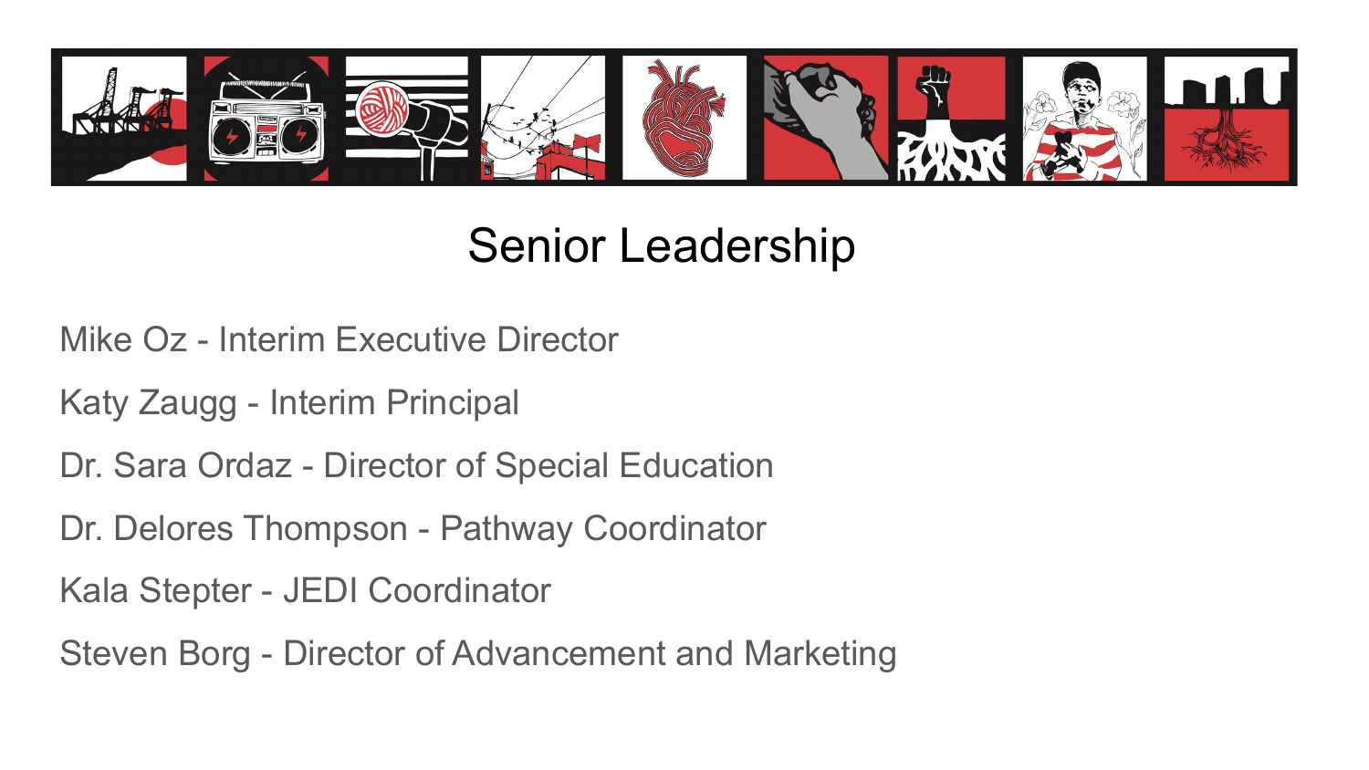# Senior Leadership

Mike Oz - Interim Executive Director

Katy Zaugg - Interim Principal

Dr. Sara Ordaz - Director of Special Education

Dr. Delores Thompson - Pathway Coordinator

Kala Stepter - JEDI Coordinator

Steven Borg - Director of Advancement and Marketing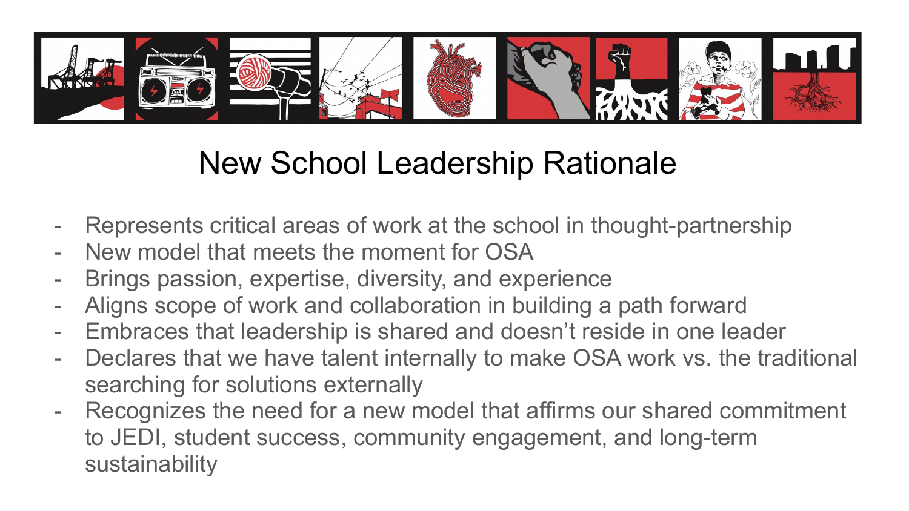# New School Leadership Rationale

- Represents critical areas of work at the school in thought-partnership
- New model that meets the moment for OSA
- Brings passion, expertise, diversity, and experience
- Aligns scope of work and collaboration in building a path forward
- Embraces that leadership is shared and doesn't reside in one leader
- Declares that we have talent internally to make OSA work vs. the traditional searching for solutions externally
- Recognizes the need for a new model that affirms our shared commitment to JEDI, student success, community engagement, and long-term sustainability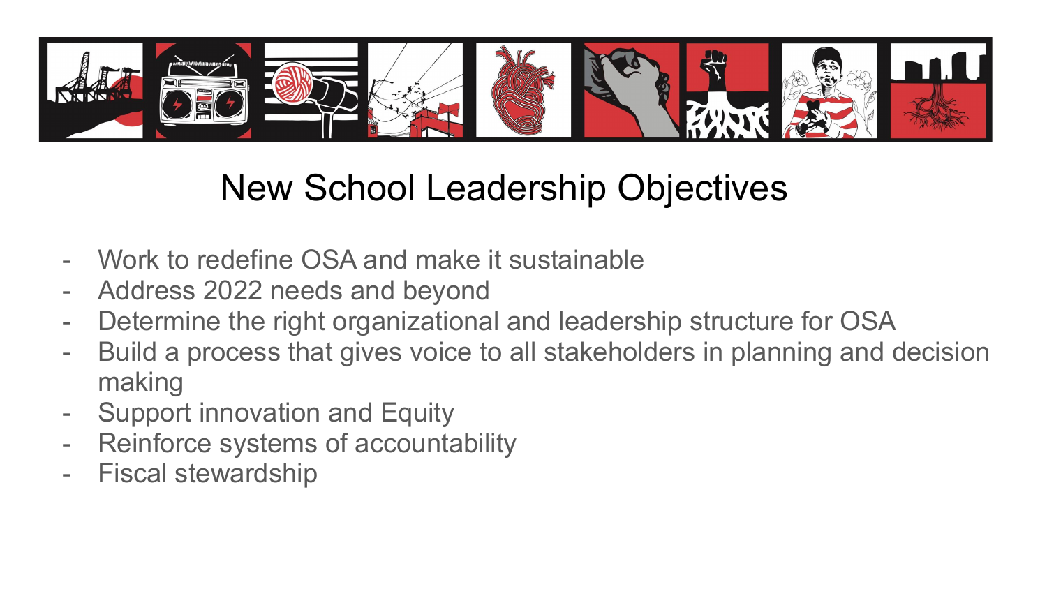# New School Leadership Objectives

- Work to redefine OSA and make it sustainable
- Address 2022 needs and beyond
- Determine the right organizational and leadership structure for OSA
- Build a process that gives voice to all stakeholders in planning and decision making
- Support innovation and Equity
- Reinforce systems of accountability
- Fiscal stewardship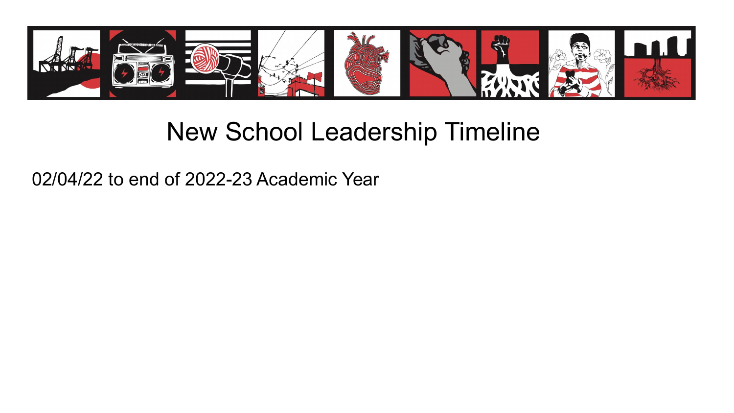# New School Leadership Timeline

02/04/22 to end of 2022-23 Academic Year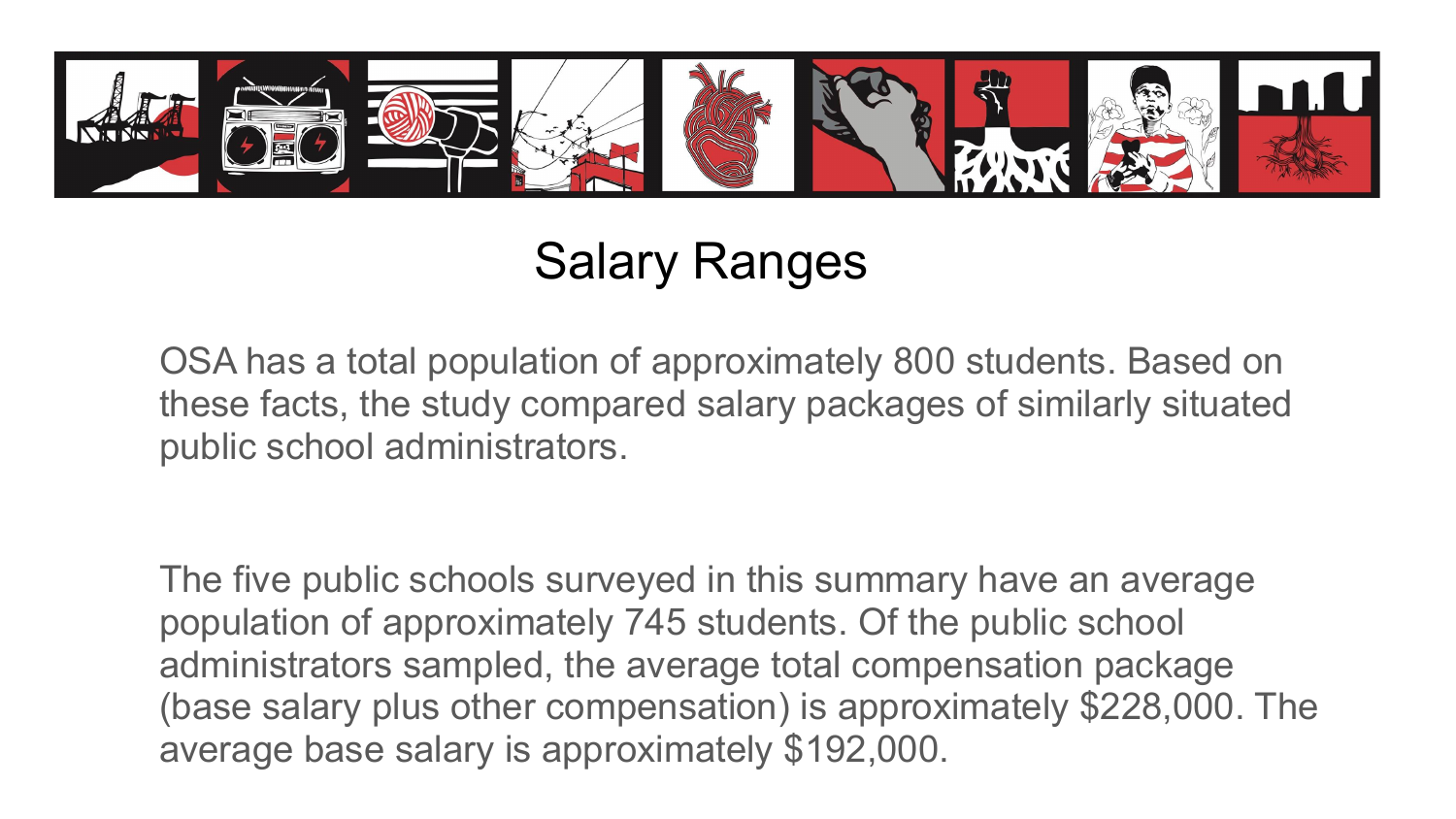# Salary Ranges

OSA has a total population of approximately 800 students. Based on these facts, the study compared salary packages of similarly situated public school administrators.

The five public schools surveyed in this summary have an average population of approximately 745 students. Of the public school administrators sampled, the average total compensation package (base salary plus other compensation) is approximately $228,000. The average base salary is approximately $192,000.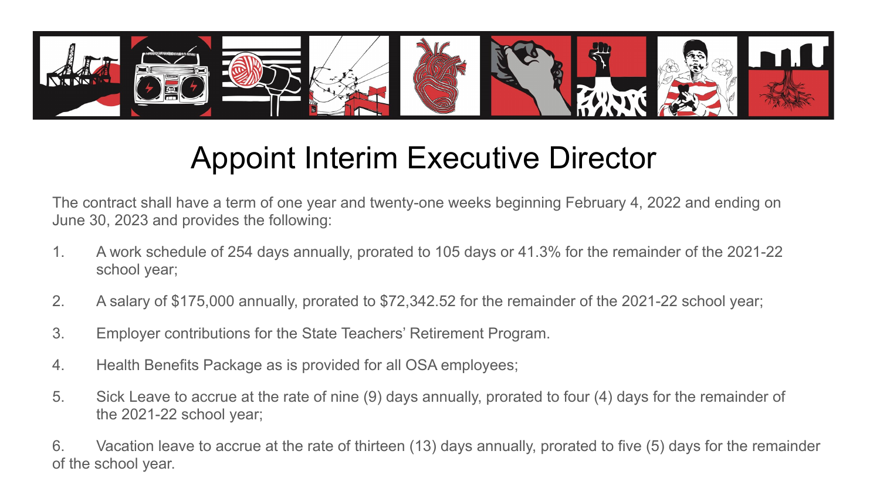# Appoint Interim Executive Director

The contract shall have a term of one year and twenty-one weeks beginning February 4, 2022 and ending on June 30, 2023 and provides the following:

1. A work schedule of 254 days annually, prorated to 105 days or 41.3% for the remainder of the 2021-22 school year;
2. A salary of $175,000 annually, prorated to $72,342.52 for the remainder of the 2021-22 school year;
3. Employer contributions for the State Teachers' Retirement Program.
4. Health Benefits Package as is provided for all OSA employees;
5. Sick Leave to accrue at the rate of nine (9) days annually, prorated to four (4) days for the remainder of the 2021-22 school year;
6. Vacation leave to accrue at the rate of thirteen (13) days annually, prorated to five (5) days for the remainder of the school year.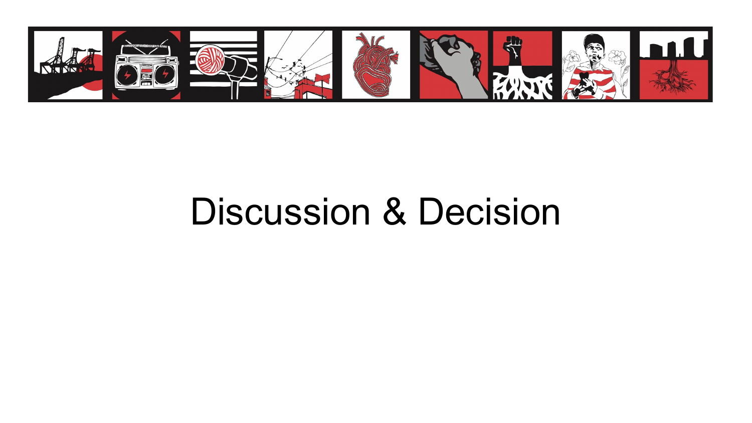# Discussion & Decision